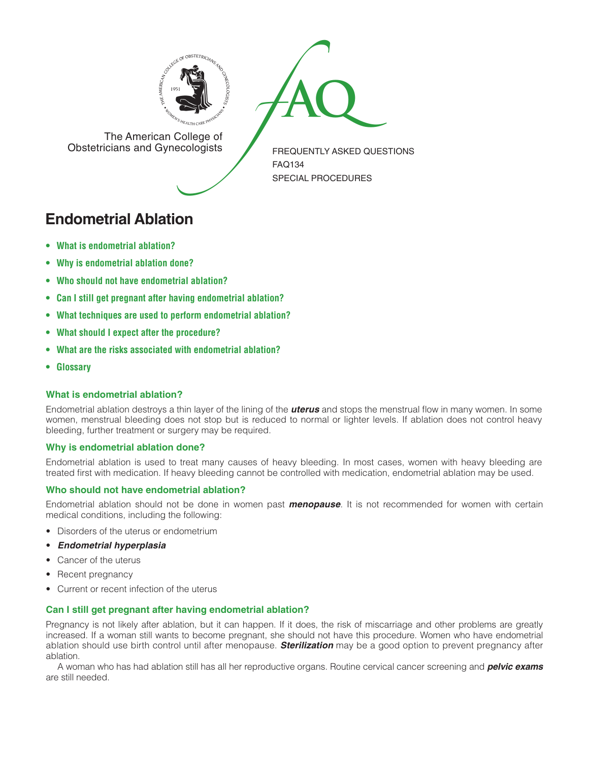The American College of Obstetricians and Gynecologists

FREQUENTLY ASKED QUESTIONS
FAQ134
SPECIAL PROCEDURES

# Endometrial Ablation

- **What is endometrial ablation?**
- **Why is endometrial ablation done?**
- **Who should not have endometrial ablation?**
- **Can I still get pregnant after having endometrial ablation?**
- **What techniques are used to perform endometrial ablation?**
- **What should I expect after the procedure?**
- **What are the risks associated with endometrial ablation?**
- **Glossary**

### What is endometrial ablation?

Endometrial ablation destroys a thin layer of the lining of the ***uterus*** and stops the menstrual flow in many women. In some women, menstrual bleeding does not stop but is reduced to normal or lighter levels. If ablation does not control heavy bleeding, further treatment or surgery may be required.

### Why is endometrial ablation done?

Endometrial ablation is used to treat many causes of heavy bleeding. In most cases, women with heavy bleeding are treated first with medication. If heavy bleeding cannot be controlled with medication, endometrial ablation may be used.

### Who should not have endometrial ablation?

Endometrial ablation should not be done in women past ***menopause***. It is not recommended for women with certain medical conditions, including the following:

- Disorders of the uterus or endometrium
- ***Endometrial hyperplasia***
- Cancer of the uterus
- Recent pregnancy
- Current or recent infection of the uterus

### Can I still get pregnant after having endometrial ablation?

Pregnancy is not likely after ablation, but it can happen. If it does, the risk of miscarriage and other problems are greatly increased. If a woman still wants to become pregnant, she should not have this procedure. Women who have endometrial ablation should use birth control until after menopause. ***Sterilization*** may be a good option to prevent pregnancy after ablation.

A woman who has had ablation still has all her reproductive organs. Routine cervical cancer screening and ***pelvic exams*** are still needed.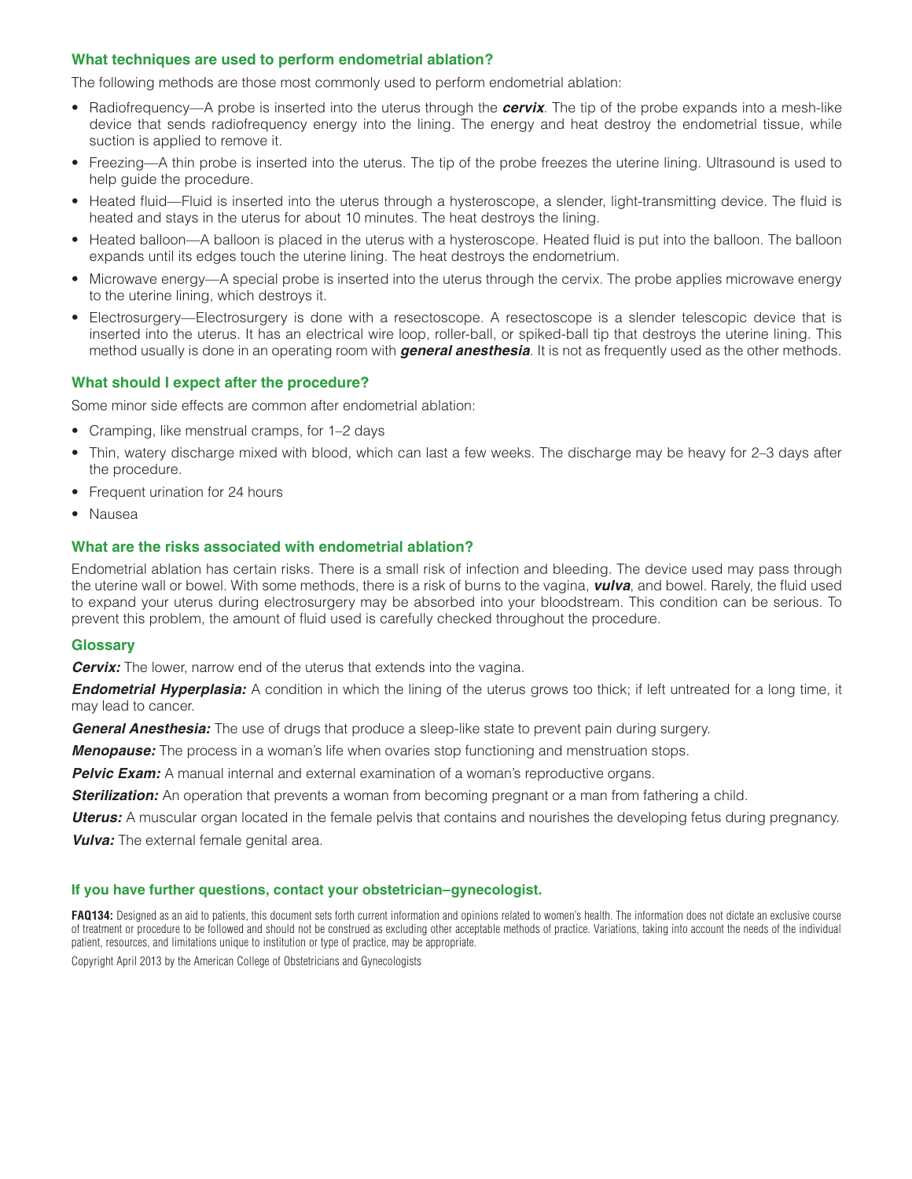### What techniques are used to perform endometrial ablation?

The following methods are those most commonly used to perform endometrial ablation:

- Radiofrequency—A probe is inserted into the uterus through the ***cervix***. The tip of the probe expands into a mesh-like device that sends radiofrequency energy into the lining. The energy and heat destroy the endometrial tissue, while suction is applied to remove it.
- Freezing—A thin probe is inserted into the uterus. The tip of the probe freezes the uterine lining. Ultrasound is used to help guide the procedure.
- Heated fluid—Fluid is inserted into the uterus through a hysteroscope, a slender, light-transmitting device. The fluid is heated and stays in the uterus for about 10 minutes. The heat destroys the lining.
- Heated balloon—A balloon is placed in the uterus with a hysteroscope. Heated fluid is put into the balloon. The balloon expands until its edges touch the uterine lining. The heat destroys the endometrium.
- Microwave energy—A special probe is inserted into the uterus through the cervix. The probe applies microwave energy to the uterine lining, which destroys it.
- Electrosurgery—Electrosurgery is done with a resectoscope. A resectoscope is a slender telescopic device that is inserted into the uterus. It has an electrical wire loop, roller-ball, or spiked-ball tip that destroys the uterine lining. This method usually is done in an operating room with ***general anesthesia***. It is not as frequently used as the other methods.

### What should I expect after the procedure?

Some minor side effects are common after endometrial ablation:

- Cramping, like menstrual cramps, for 1–2 days
- Thin, watery discharge mixed with blood, which can last a few weeks. The discharge may be heavy for 2–3 days after the procedure.
- Frequent urination for 24 hours
- Nausea

### What are the risks associated with endometrial ablation?

Endometrial ablation has certain risks. There is a small risk of infection and bleeding. The device used may pass through the uterine wall or bowel. With some methods, there is a risk of burns to the vagina, ***vulva***, and bowel. Rarely, the fluid used to expand your uterus during electrosurgery may be absorbed into your bloodstream. This condition can be serious. To prevent this problem, the amount of fluid used is carefully checked throughout the procedure.

### Glossary

***Cervix:*** The lower, narrow end of the uterus that extends into the vagina.

***Endometrial Hyperplasia:*** A condition in which the lining of the uterus grows too thick; if left untreated for a long time, it may lead to cancer.

***General Anesthesia:*** The use of drugs that produce a sleep-like state to prevent pain during surgery.

***Menopause:*** The process in a woman's life when ovaries stop functioning and menstruation stops.

***Pelvic Exam:*** A manual internal and external examination of a woman's reproductive organs.

***Sterilization:*** An operation that prevents a woman from becoming pregnant or a man from fathering a child.

***Uterus:*** A muscular organ located in the female pelvis that contains and nourishes the developing fetus during pregnancy.

***Vulva:*** The external female genital area.

**If you have further questions, contact your obstetrician–gynecologist.**

**FAQ134:** Designed as an aid to patients, this document sets forth current information and opinions related to women's health. The information does not dictate an exclusive course of treatment or procedure to be followed and should not be construed as excluding other acceptable methods of practice. Variations, taking into account the needs of the individual patient, resources, and limitations unique to institution or type of practice, may be appropriate.

Copyright April 2013 by the American College of Obstetricians and Gynecologists